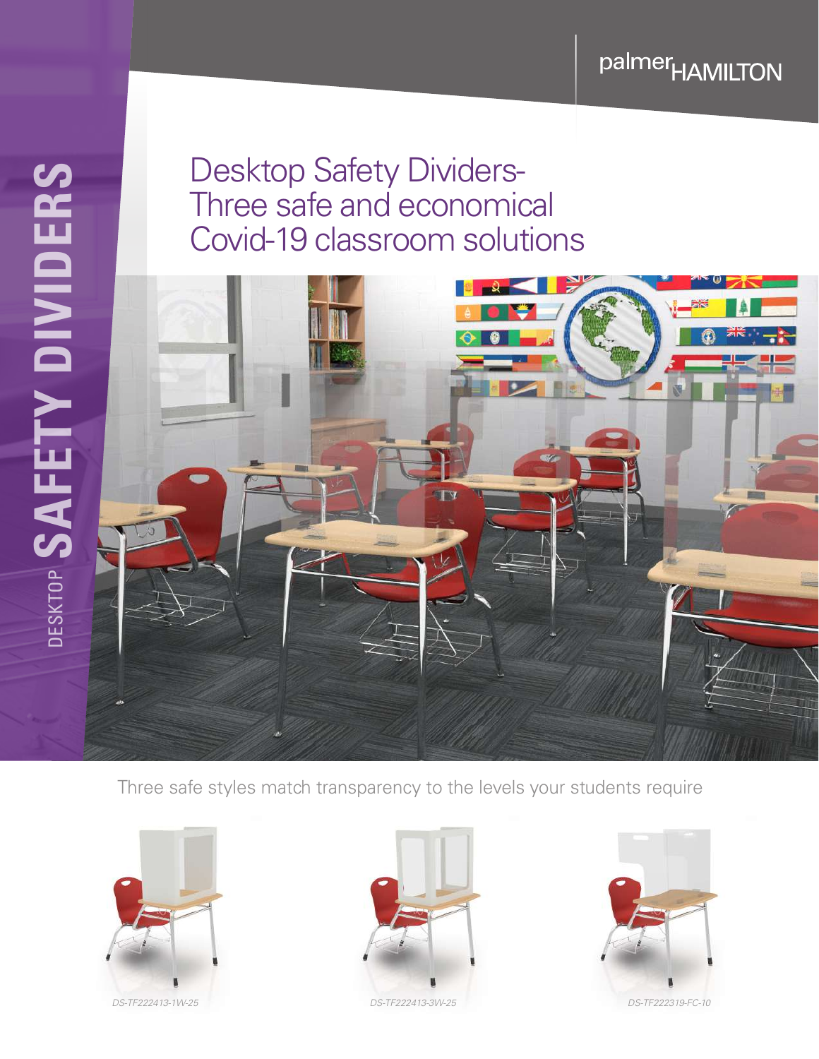palmer HAMILTON

DESKTOP SAFETY DIVIDERS

# Desktop Safety Dividers- Three safe and economical Covid-19 classroom solutions

Three safe styles match transparency to the levels your students require

*DS-TF222413-1W-25*

*DS-TF222413-3W-25*

*DS-TF222319-FC-10*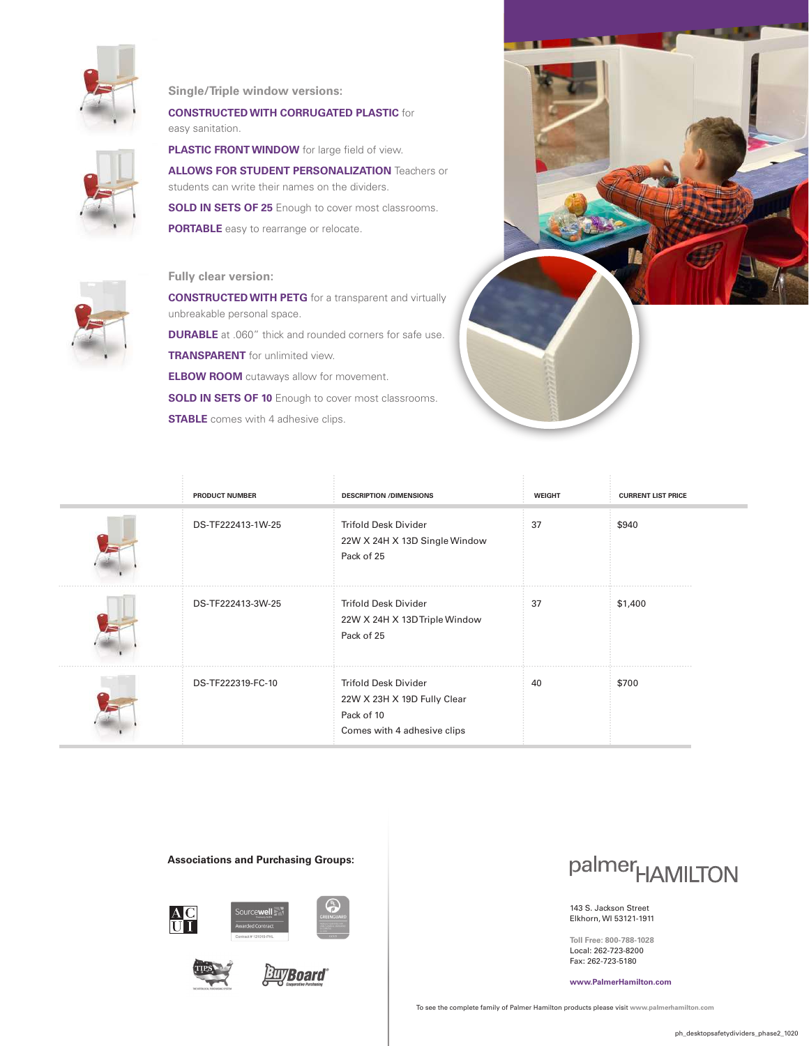### Single/Triple window versions:

**CONSTRUCTED WITH CORRUGATED PLASTIC** for easy sanitation.

**PLASTIC FRONT WINDOW** for large field of view.

**ALLOWS FOR STUDENT PERSONALIZATION** Teachers or students can write their names on the dividers.

**SOLD IN SETS OF 25** Enough to cover most classrooms.

**PORTABLE** easy to rearrange or relocate.

### Fully clear version:

**CONSTRUCTED WITH PETG** for a transparent and virtually unbreakable personal space.

**DURABLE** at .060" thick and rounded corners for safe use.

**TRANSPARENT** for unlimited view.

**ELBOW ROOM** cutaways allow for movement.

**SOLD IN SETS OF 10** Enough to cover most classrooms.

**STABLE** comes with 4 adhesive clips.

| | PRODUCT NUMBER | DESCRIPTION /DIMENSIONS | WEIGHT | CURRENT LIST PRICE |
|---|---|---|---|---|
| | DS-TF222413-1W-25 | Trifold Desk Divider<br>22W X 24H X 13D Single Window<br>Pack of 25 | 37 | $940 |
| | DS-TF222413-3W-25 | Trifold Desk Divider<br>22W X 24H X 13D Triple Window<br>Pack of 25 | 37 | $1,400 |
| | DS-TF222319-FC-10 | Trifold Desk Divider<br>22W X 23H X 19D Fully Clear<br>Pack of 10<br>Comes with 4 adhesive clips | 40 | $700 |

**Associations and Purchasing Groups:**

palmer HAMILTON

143 S. Jackson Street
Elkhorn, WI 53121-1911

Toll Free: 800-788-1028
Local: 262-723-8200
Fax: 262-723-5180

www.PalmerHamilton.com

To see the complete family of Palmer Hamilton products please visit www.palmerhamilton.com

ph_desktopsafetydividers_phase2_1020